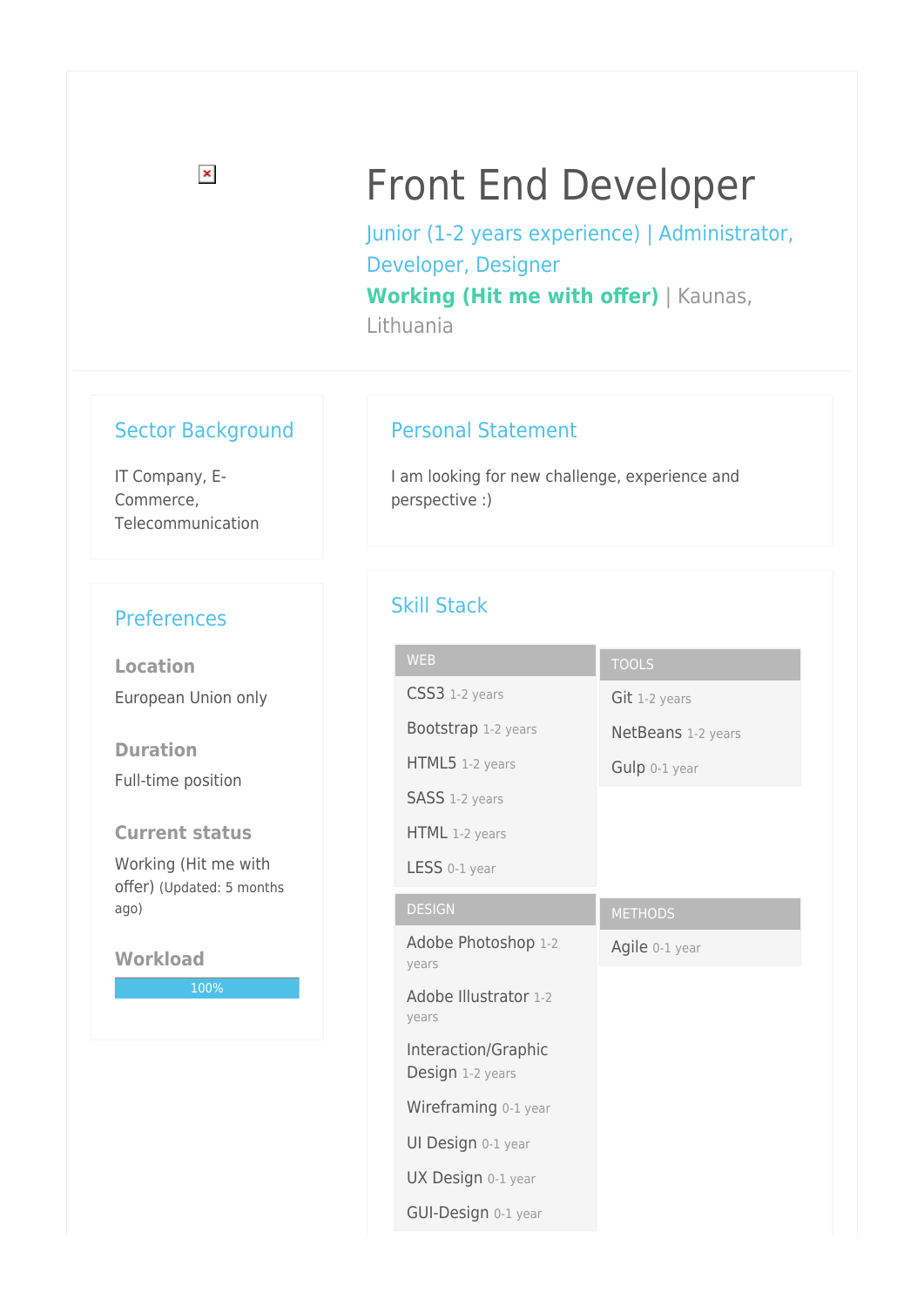# Front End Developer

Junior (1-2 years experience) | Administrator, Developer, Designer

**Working (Hit me with offer)** | Kaunas, Lithuania

## Sector Background

IT Company, E-Commerce, Telecommunication

## Preferences

**Location**

European Union only

**Duration**

Full-time position

**Current status**

Working (Hit me with offer) (Updated: 5 months ago)

**Workload**

100%

## Personal Statement

I am looking for new challenge, experience and perspective :)

## Skill Stack

### WEB

- CSS3 1-2 years
- Bootstrap 1-2 years
- HTML5 1-2 years
- SASS 1-2 years
- HTML 1-2 years
- LESS 0-1 year

### TOOLS

- Git 1-2 years
- NetBeans 1-2 years
- Gulp 0-1 year

### DESIGN

- Adobe Photoshop 1-2 years
- Adobe Illustrator 1-2 years
- Interaction/Graphic Design 1-2 years
- Wireframing 0-1 year
- UI Design 0-1 year
- UX Design 0-1 year
- GUI-Design 0-1 year

### METHODS

- Agile 0-1 year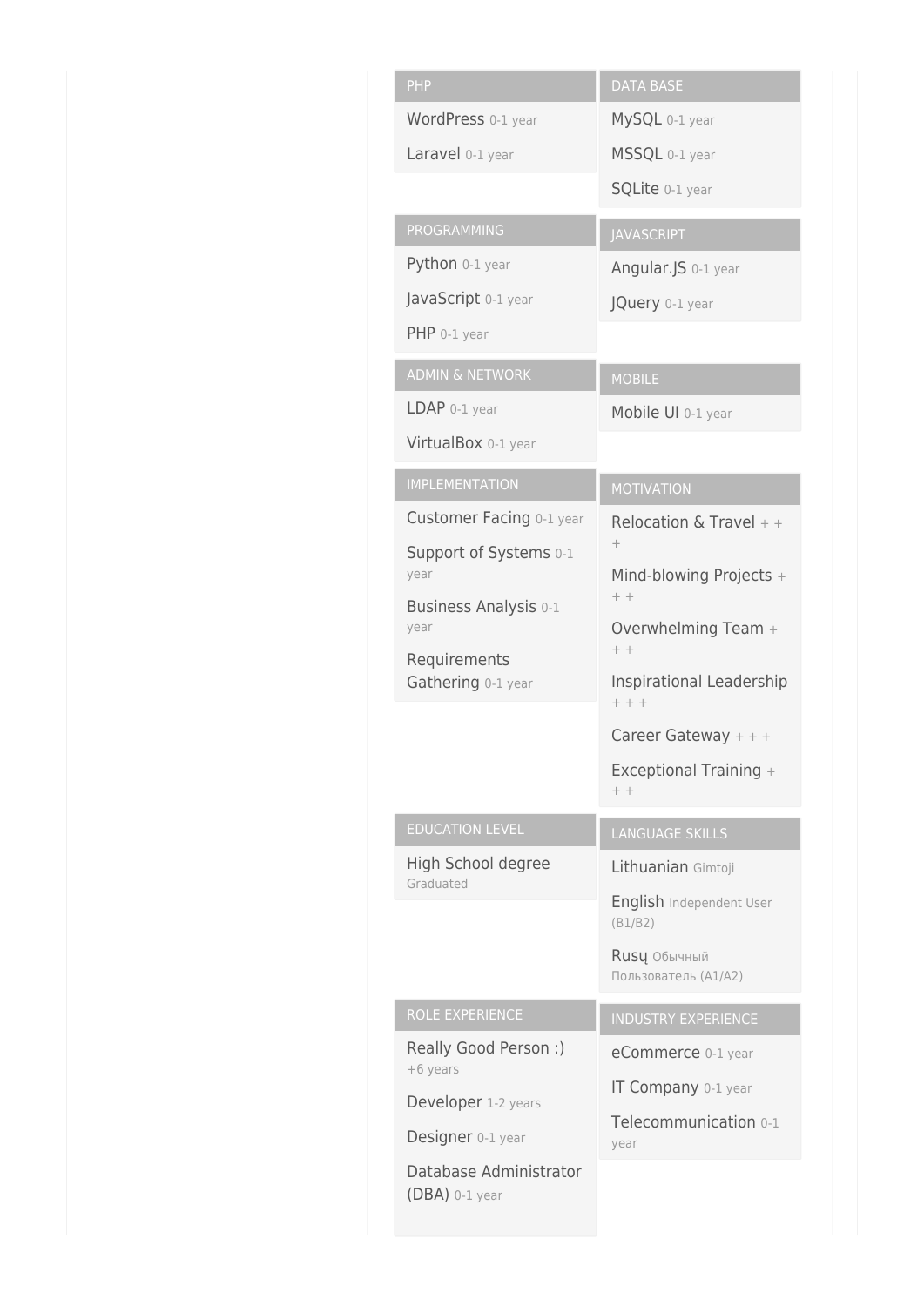## PHP

- WordPress 0-1 year
- Laravel 0-1 year

## DATA BASE

- MySQL 0-1 year
- MSSQL 0-1 year
- SQLite 0-1 year

## PROGRAMMING

- Python 0-1 year
- JavaScript 0-1 year
- PHP 0-1 year

## JAVASCRIPT

- Angular.JS 0-1 year
- JQuery 0-1 year

## ADMIN & NETWORK

- LDAP 0-1 year
- VirtualBox 0-1 year

## MOBILE

- Mobile UI 0-1 year

## IMPLEMENTATION

- Customer Facing 0-1 year
- Support of Systems 0-1 year
- Business Analysis 0-1 year
- Requirements Gathering 0-1 year

## MOTIVATION

- Relocation & Travel + + +
- Mind-blowing Projects + + +
- Overwhelming Team + + +
- Inspirational Leadership + + +
- Career Gateway + + +
- Exceptional Training + + +

## EDUCATION LEVEL

- High School degree Graduated

## LANGUAGE SKILLS

- Lithuanian Gimtoji
- English Independent User (B1/B2)
- Rusų Обычный Пользователь (A1/A2)

## ROLE EXPERIENCE

- Really Good Person :) +6 years
- Developer 1-2 years
- Designer 0-1 year
- Database Administrator (DBA) 0-1 year

## INDUSTRY EXPERIENCE

- eCommerce 0-1 year
- IT Company 0-1 year
- Telecommunication 0-1 year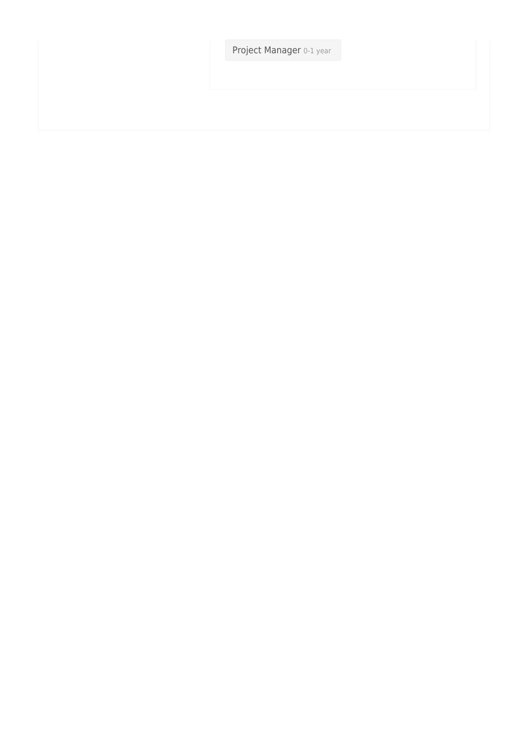Project Manager 0-1 year